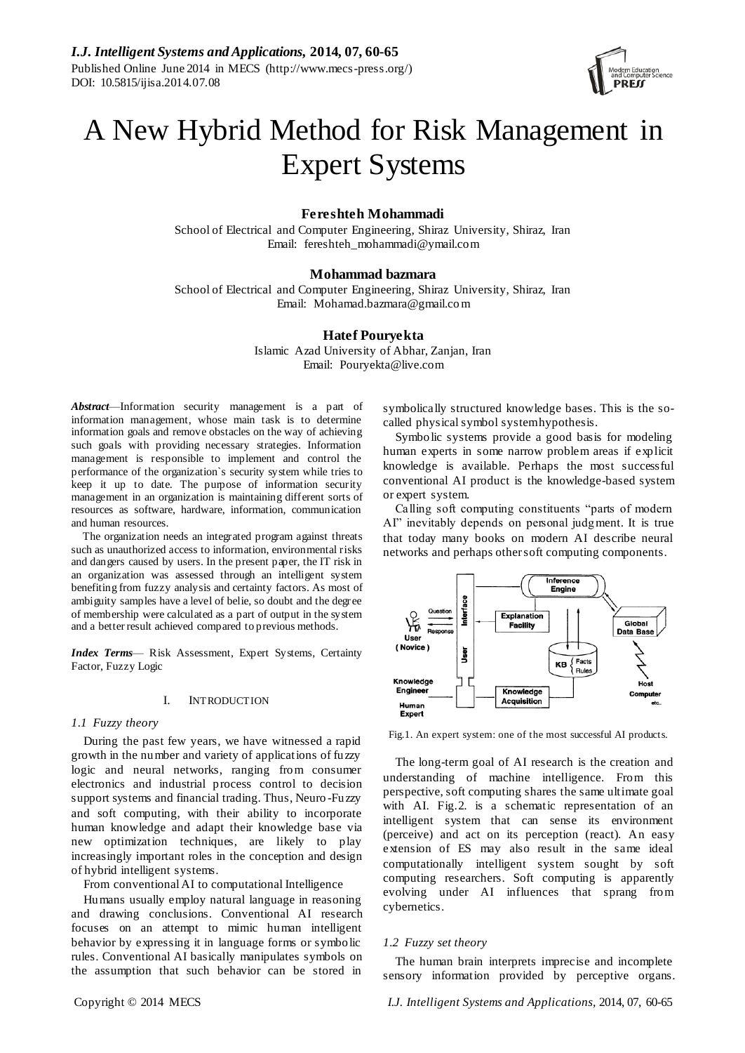# A New Hybrid Method for Risk Management in Expert Systems

**Fereshteh Mohammadi**
School of Electrical and Computer Engineering, Shiraz University, Shiraz, Iran
Email: fereshteh_mohammadi@ymail.com

**Mohammad bazmara**
School of Electrical and Computer Engineering, Shiraz University, Shiraz, Iran
Email: Mohamad.bazmara@gmail.com

**Hatef Pouryekta**
Islamic Azad University of Abhar, Zanjan, Iran
Email: Pouryekta@live.com

***Abstract***—Information security management is a part of information management, whose main task is to determine information goals and remove obstacles on the way of achieving such goals with providing necessary strategies. Information management is responsible to implement and control the performance of the organization`s security system while tries to keep it up to date. The purpose of information security management in an organization is maintaining different sorts of resources as software, hardware, information, communication and human resources.

The organization needs an integrated program against threats such as unauthorized access to information, environmental risks and dangers caused by users. In the present paper, the IT risk in an organization was assessed through an intelligent system benefiting from fuzzy analysis and certainty factors. As most of ambiguity samples have a level of belie, so doubt and the degree of membership were calculated as a part of output in the system and a better result achieved compared to previous methods.

***Index Terms***— Risk Assessment, Expert Systems, Certainty Factor, Fuzzy Logic

## I. INTRODUCTION

### *1.1 Fuzzy theory*

During the past few years, we have witnessed a rapid growth in the number and variety of applications of fuzzy logic and neural networks, ranging from consumer electronics and industrial process control to decision support systems and financial trading. Thus, Neuro-Fuzzy and soft computing, with their ability to incorporate human knowledge and adapt their knowledge base via new optimization techniques, are likely to play increasingly important roles in the conception and design of hybrid intelligent systems.

From conventional AI to computational Intelligence

Humans usually employ natural language in reasoning and drawing conclusions. Conventional AI research focuses on an attempt to mimic human intelligent behavior by expressing it in language forms or symbolic rules. Conventional AI basically manipulates symbols on the assumption that such behavior can be stored in symbolically structured knowledge bases. This is the so-called physical symbol system hypothesis.

Symbolic systems provide a good basis for modeling human experts in some narrow problem areas if explicit knowledge is available. Perhaps the most successful conventional AI product is the knowledge-based system or expert system.

Calling soft computing constituents "parts of modern AI" inevitably depends on personal judgment. It is true that today many books on modern AI describe neural networks and perhaps other soft computing components.

Fig.1. An expert system: one of the most successful AI products.

The long-term goal of AI research is the creation and understanding of machine intelligence. From this perspective, soft computing shares the same ultimate goal with AI. Fig.2. is a schematic representation of an intelligent system that can sense its environment (perceive) and act on its perception (react). An easy extension of ES may also result in the same ideal computationally intelligent system sought by soft computing researchers. Soft computing is apparently evolving under AI influences that sprang from cybernetics.

### *1.2 Fuzzy set theory*

The human brain interprets imprecise and incomplete sensory information provided by perceptive organs.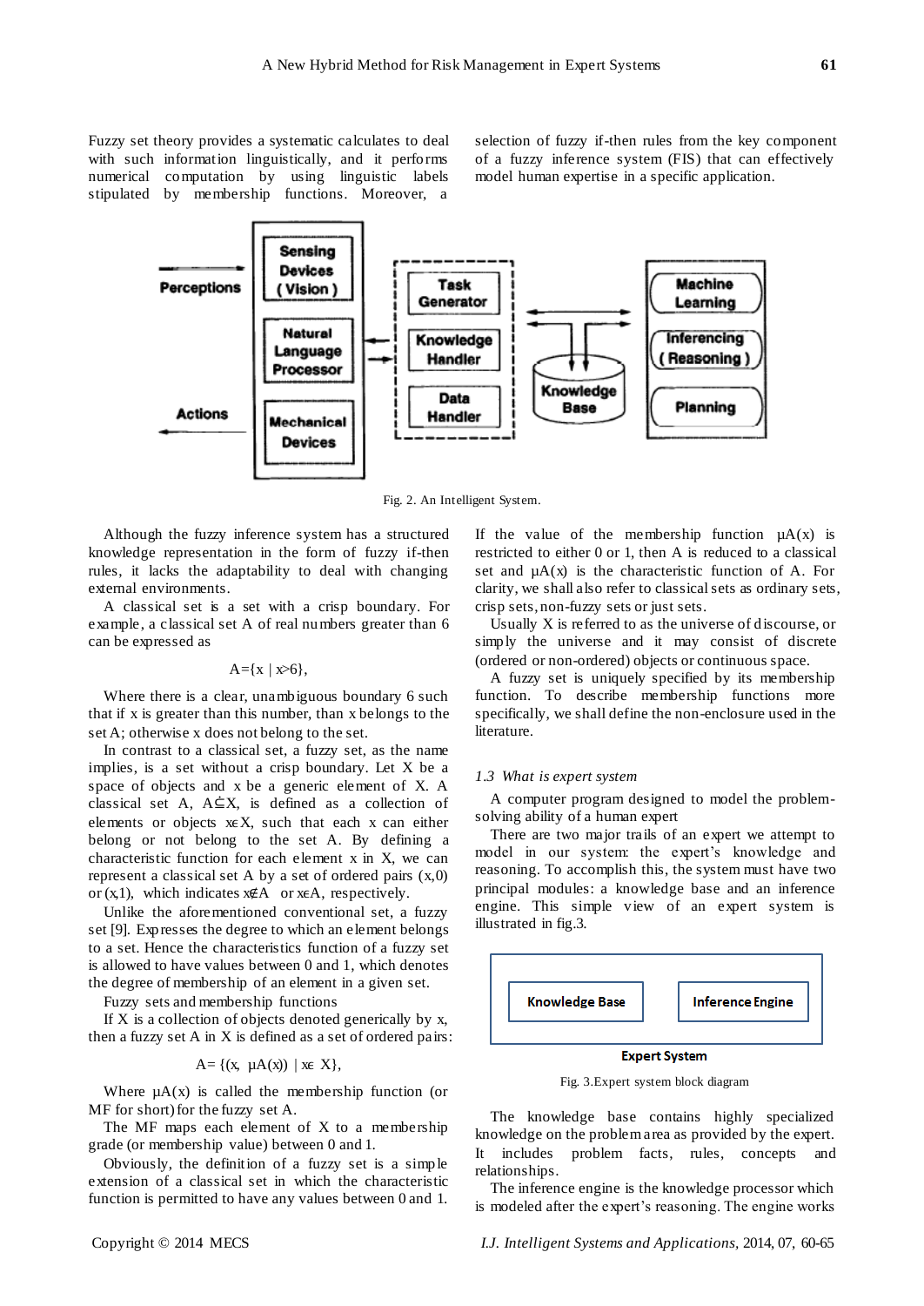Fuzzy set theory provides a systematic calculates to deal with such information linguistically, and it performs numerical computation by using linguistic labels stipulated by membership functions. Moreover, a selection of fuzzy if-then rules from the key component of a fuzzy inference system (FIS) that can effectively model human expertise in a specific application.

Fig. 2. An Intelligent System.

Although the fuzzy inference system has a structured knowledge representation in the form of fuzzy if-then rules, it lacks the adaptability to deal with changing external environments.

A classical set is a set with a crisp boundary. For example, a classical set A of real numbers greater than 6 can be expressed as

$$A=\{x \mid x>6\},$$

Where there is a clear, unambiguous boundary 6 such that if x is greater than this number, than x belongs to the set A; otherwise x does not belong to the set.

In contrast to a classical set, a fuzzy set, as the name implies, is a set without a crisp boundary. Let X be a space of objects and x be a generic element of X. A classical set A, $A\subseteq X$, is defined as a collection of elements or objects $x\epsilon X$, such that each x can either belong or not belong to the set A. By defining a characteristic function for each element x in X, we can represent a classical set A by a set of ordered pairs (x,0) or (x,1), which indicates $x\notin A$ or $x\epsilon A$, respectively.

Unlike the aforementioned conventional set, a fuzzy set [9]. Expresses the degree to which an element belongs to a set. Hence the characteristics function of a fuzzy set is allowed to have values between 0 and 1, which denotes the degree of membership of an element in a given set.

Fuzzy sets and membership functions

If X is a collection of objects denoted generically by x, then a fuzzy set A in X is defined as a set of ordered pairs:

$$A= \{(x,\ \mu A(x)) \mid x\epsilon\ X\},$$

Where $\mu A(x)$ is called the membership function (or MF for short) for the fuzzy set A.

The MF maps each element of X to a membership grade (or membership value) between 0 and 1.

Obviously, the definition of a fuzzy set is a simple extension of a classical set in which the characteristic function is permitted to have any values between 0 and 1. If the value of the membership function $\mu A(x)$ is restricted to either 0 or 1, then A is reduced to a classical set and $\mu A(x)$ is the characteristic function of A. For clarity, we shall also refer to classical sets as ordinary sets, crisp sets, non-fuzzy sets or just sets.

Usually X is referred to as the universe of discourse, or simply the universe and it may consist of discrete (ordered or non-ordered) objects or continuous space.

A fuzzy set is uniquely specified by its membership function. To describe membership functions more specifically, we shall define the non-enclosure used in the literature.

### *1.3 What is expert system*

A computer program designed to model the problem-solving ability of a human expert

There are two major trails of an expert we attempt to model in our system: the expert's knowledge and reasoning. To accomplish this, the system must have two principal modules: a knowledge base and an inference engine. This simple view of an expert system is illustrated in fig.3.

Fig. 3.Expert system block diagram

The knowledge base contains highly specialized knowledge on the problem area as provided by the expert. It includes problem facts, rules, concepts and relationships.

The inference engine is the knowledge processor which is modeled after the expert's reasoning. The engine works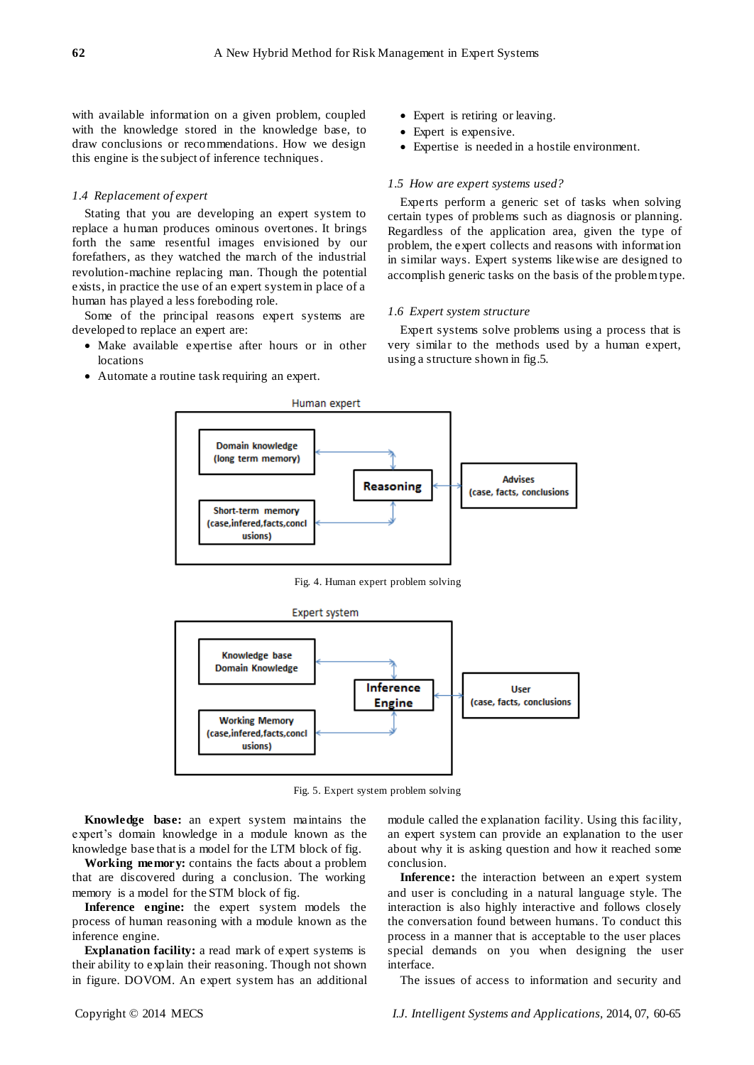with available information on a given problem, coupled with the knowledge stored in the knowledge base, to draw conclusions or recommendations. How we design this engine is the subject of inference techniques.

### *1.4 Replacement of expert*

Stating that you are developing an expert system to replace a human produces ominous overtones. It brings forth the same resentful images envisioned by our forefathers, as they watched the march of the industrial revolution-machine replacing man. Though the potential exists, in practice the use of an expert system in place of a human has played a less foreboding role.

Some of the principal reasons expert systems are developed to replace an expert are:

- Make available expertise after hours or in other locations
- Automate a routine task requiring an expert.
- Expert is retiring or leaving.
- Expert is expensive.
- Expertise is needed in a hostile environment.

### *1.5 How are expert systems used?*

Experts perform a generic set of tasks when solving certain types of problems such as diagnosis or planning. Regardless of the application area, given the type of problem, the expert collects and reasons with information in similar ways. Expert systems likewise are designed to accomplish generic tasks on the basis of the problem type.

### *1.6 Expert system structure*

Expert systems solve problems using a process that is very similar to the methods used by a human expert, using a structure shown in fig.5.

Human expert

| Domain knowledge (long term memory) | Reasoning | Advises (case, facts, conclusions |
|---|---|---|
| Short-term memory (case,infered,facts,conclusions) | | |

Fig. 4. Human expert problem solving

Expert system

| Knowledge base Domain Knowledge | Inference Engine | User (case, facts, conclusions |
|---|---|---|
| Working Memory (case,infered,facts,conclusions) | | |

Fig. 5. Expert system problem solving

**Knowledge base:** an expert system maintains the expert's domain knowledge in a module known as the knowledge base that is a model for the LTM block of fig.

**Working memory:** contains the facts about a problem that are discovered during a conclusion. The working memory is a model for the STM block of fig.

**Inference engine:** the expert system models the process of human reasoning with a module known as the inference engine.

**Explanation facility:** a read mark of expert systems is their ability to explain their reasoning. Though not shown in figure. DOVOM. An expert system has an additional module called the explanation facility. Using this facility, an expert system can provide an explanation to the user about why it is asking question and how it reached some conclusion.

**Inference:** the interaction between an expert system and user is concluding in a natural language style. The interaction is also highly interactive and follows closely the conversation found between humans. To conduct this process in a manner that is acceptable to the user places special demands on you when designing the user interface.

The issues of access to information and security and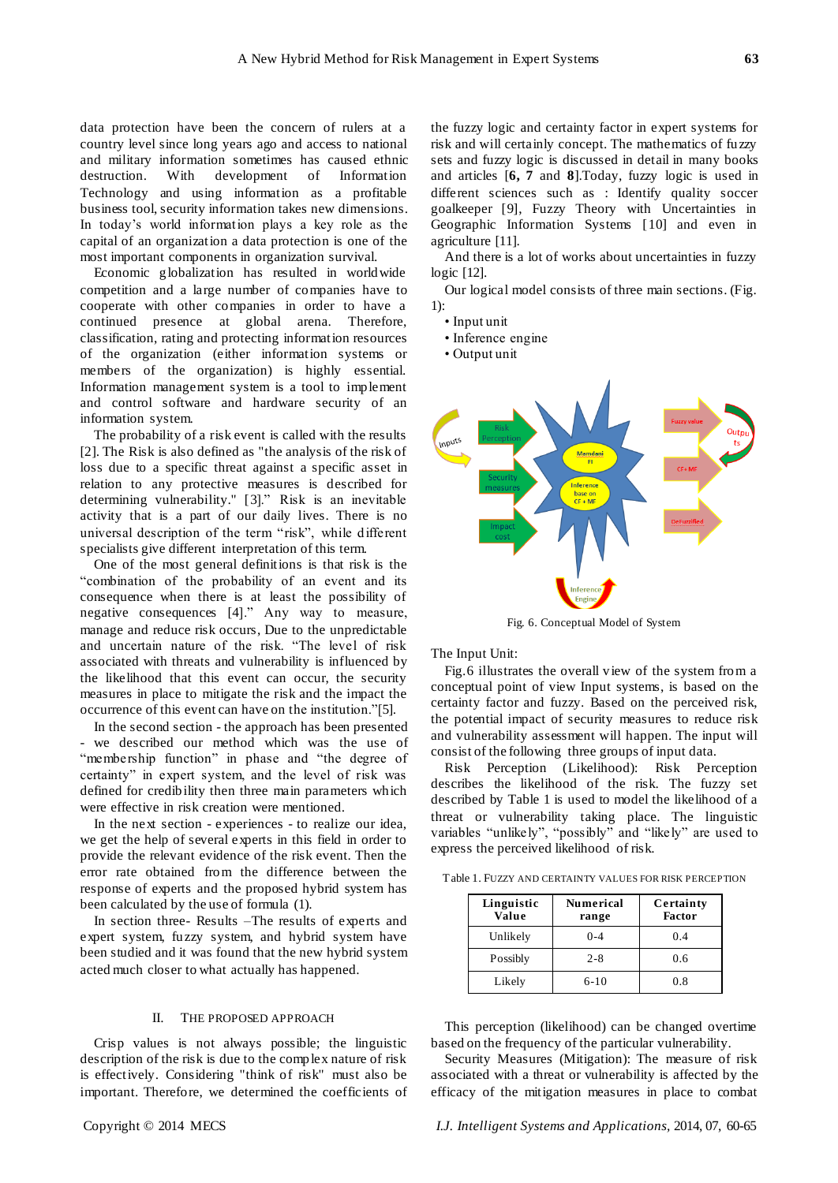data protection have been the concern of rulers at a country level since long years ago and access to national and military information sometimes has caused ethnic destruction. With development of Information Technology and using information as a profitable business tool, security information takes new dimensions. In today's world information plays a key role as the capital of an organization a data protection is one of the most important components in organization survival.

Economic globalization has resulted in worldwide competition and a large number of companies have to cooperate with other companies in order to have a continued presence at global arena. Therefore, classification, rating and protecting information resources of the organization (either information systems or members of the organization) is highly essential. Information management system is a tool to implement and control software and hardware security of an information system.

The probability of a risk event is called with the results [2]. The Risk is also defined as "the analysis of the risk of loss due to a specific threat against a specific asset in relation to any protective measures is described for determining vulnerability." [3]." Risk is an inevitable activity that is a part of our daily lives. There is no universal description of the term "risk", while different specialists give different interpretation of this term.

One of the most general definitions is that risk is the "combination of the probability of an event and its consequence when there is at least the possibility of negative consequences [4]." Any way to measure, manage and reduce risk occurs, Due to the unpredictable and uncertain nature of the risk. "The level of risk associated with threats and vulnerability is influenced by the likelihood that this event can occur, the security measures in place to mitigate the risk and the impact the occurrence of this event can have on the institution."[5].

In the second section - the approach has been presented - we described our method which was the use of "membership function" in phase and "the degree of certainty" in expert system, and the level of risk was defined for credibility then three main parameters which were effective in risk creation were mentioned.

In the next section - experiences - to realize our idea, we get the help of several experts in this field in order to provide the relevant evidence of the risk event. Then the error rate obtained from the difference between the response of experts and the proposed hybrid system has been calculated by the use of formula (1).

In section three- Results –The results of experts and expert system, fuzzy system, and hybrid system have been studied and it was found that the new hybrid system acted much closer to what actually has happened.

## II. The Proposed Approach

Crisp values is not always possible; the linguistic description of the risk is due to the complex nature of risk is effectively. Considering "think of risk" must also be important. Therefore, we determined the coefficients of the fuzzy logic and certainty factor in expert systems for risk and will certainly concept. The mathematics of fuzzy sets and fuzzy logic is discussed in detail in many books and articles [**6, 7** and **8**].Today, fuzzy logic is used in different sciences such as : Identify quality soccer goalkeeper [9], Fuzzy Theory with Uncertainties in Geographic Information Systems [10] and even in agriculture [11].

And there is a lot of works about uncertainties in fuzzy logic [12].

Our logical model consists of three main sections. (Fig. 1):

- Input unit
- Inference engine
- Output unit

Fig. 6. Conceptual Model of System

The Input Unit:

Fig.6 illustrates the overall view of the system from a conceptual point of view Input systems, is based on the certainty factor and fuzzy. Based on the perceived risk, the potential impact of security measures to reduce risk and vulnerability assessment will happen. The input will consist of the following three groups of input data.

Risk Perception (Likelihood): Risk Perception describes the likelihood of the risk. The fuzzy set described by Table 1 is used to model the likelihood of a threat or vulnerability taking place. The linguistic variables "unlikely", "possibly" and "likely" are used to express the perceived likelihood of risk.

Table 1. Fuzzy and Certainty Values for Risk Perception

| Linguistic Value | Numerical range | Certainty Factor |
|---|---|---|
| Unlikely | 0-4 | 0.4 |
| Possibly | 2-8 | 0.6 |
| Likely | 6-10 | 0.8 |

This perception (likelihood) can be changed overtime based on the frequency of the particular vulnerability.

Security Measures (Mitigation): The measure of risk associated with a threat or vulnerability is affected by the efficacy of the mitigation measures in place to combat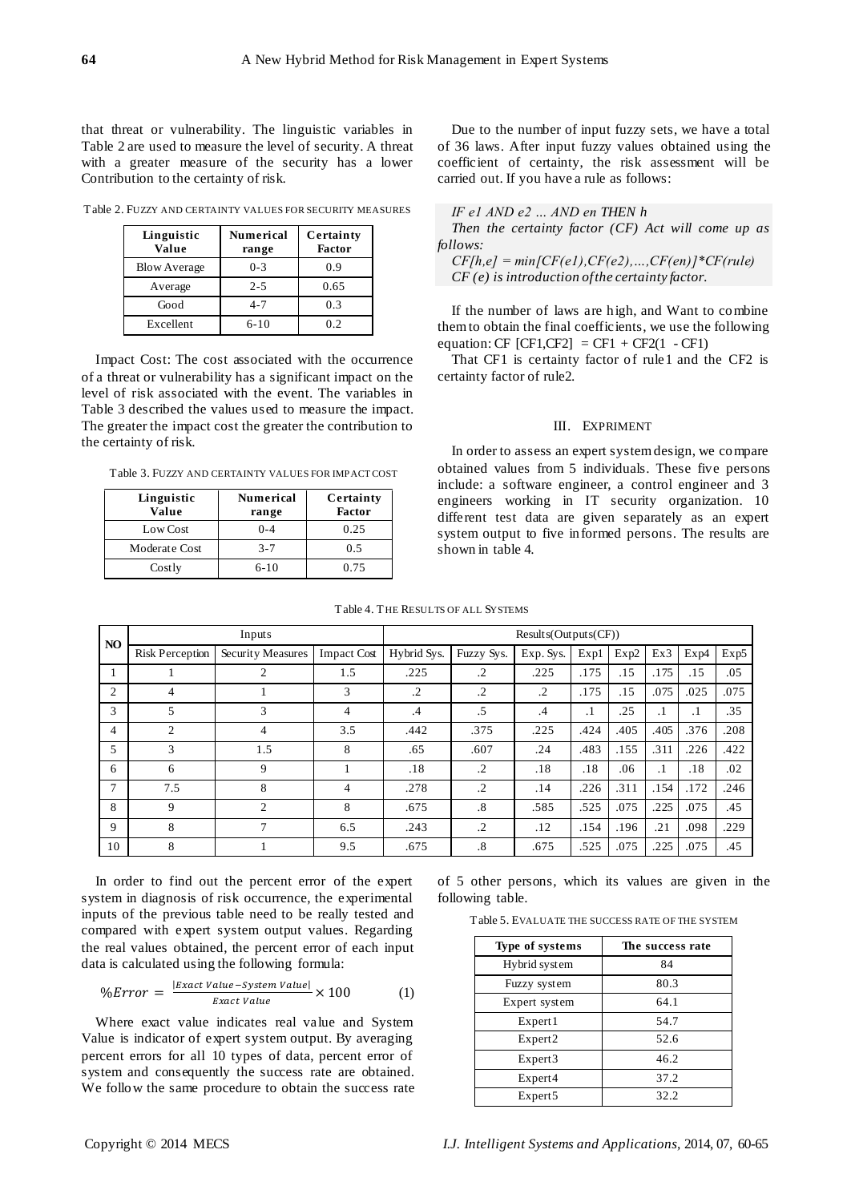that threat or vulnerability. The linguistic variables in Table 2 are used to measure the level of security. A threat with a greater measure of the security has a lower Contribution to the certainty of risk.

Table 2. FUZZY AND CERTAINTY VALUES FOR SECURITY MEASURES

| Linguistic Value | Numerical range | Certainty Factor |
|---|---|---|
| Blow Average | 0-3 | 0.9 |
| Average | 2-5 | 0.65 |
| Good | 4-7 | 0.3 |
| Excellent | 6-10 | 0.2 |

Impact Cost: The cost associated with the occurrence of a threat or vulnerability has a significant impact on the level of risk associated with the event. The variables in Table 3 described the values used to measure the impact. The greater the impact cost the greater the contribution to the certainty of risk.

Table 3. FUZZY AND CERTAINTY VALUES FOR IMPACT COST

| Linguistic Value | Numerical range | Certainty Factor |
|---|---|---|
| Low Cost | 0-4 | 0.25 |
| Moderate Cost | 3-7 | 0.5 |
| Costly | 6-10 | 0.75 |

Due to the number of input fuzzy sets, we have a total of 36 laws. After input fuzzy values obtained using the coefficient of certainty, the risk assessment will be carried out. If you have a rule as follows:

*IF e1 AND e2 ... AND en THEN h*
*Then the certainty factor (CF) Act will come up as follows:*
*CF[h,e] = min[CF(e1),CF(e2),...,CF(en)]\*CF(rule)*
*CF (e) is introduction of the certainty factor.*

If the number of laws are high, and Want to combine them to obtain the final coefficients, we use the following equation: CF [CF1,CF2] = CF1 + CF2(1 - CF1)

That CF1 is certainty factor of rule1 and the CF2 is certainty factor of rule2.

## III. EXPRIMENT

In order to assess an expert system design, we compare obtained values from 5 individuals. These five persons include: a software engineer, a control engineer and 3 engineers working in IT security organization. 10 different test data are given separately as an expert system output to five informed persons. The results are shown in table 4.

Table 4. THE RESULTS OF ALL SYSTEMS

| NO | Inputs | | | Results(Outputs(CF)) | | | | | | | |
|---|---|---|---|---|---|---|---|---|---|---|---|
| | Risk Perception | Security Measures | Impact Cost | Hybrid Sys. | Fuzzy Sys. | Exp. Sys. | Exp1 | Exp2 | Ex3 | Exp4 | Exp5 |
| 1 | 1 | 2 | 1.5 | .225 | .2 | .225 | .175 | .15 | .175 | .15 | .05 |
| 2 | 4 | 1 | 3 | .2 | .2 | .2 | .175 | .15 | .075 | .025 | .075 |
| 3 | 5 | 3 | 4 | .4 | .5 | .4 | .1 | .25 | .1 | .1 | .35 |
| 4 | 2 | 4 | 3.5 | .442 | .375 | .225 | .424 | .405 | .405 | .376 | .208 |
| 5 | 3 | 1.5 | 8 | .65 | .607 | .24 | .483 | .155 | .311 | .226 | .422 |
| 6 | 6 | 9 | 1 | .18 | .2 | .18 | .18 | .06 | .1 | .18 | .02 |
| 7 | 7.5 | 8 | 4 | .278 | .2 | .14 | .226 | .311 | .154 | .172 | .246 |
| 8 | 9 | 2 | 8 | .675 | .8 | .585 | .525 | .075 | .225 | .075 | .45 |
| 9 | 8 | 7 | 6.5 | .243 | .2 | .12 | .154 | .196 | .21 | .098 | .229 |
| 10 | 8 | 1 | 9.5 | .675 | .8 | .675 | .525 | .075 | .225 | .075 | .45 |

In order to find out the percent error of the expert system in diagnosis of risk occurrence, the experimental inputs of the previous table need to be really tested and compared with expert system output values. Regarding the real values obtained, the percent error of each input data is calculated using the following formula:

$$\%Error = \frac{|Exact\ Value - System\ Value|}{Exact\ Value} \times 100 \qquad (1)$$

Where exact value indicates real value and System Value is indicator of expert system output. By averaging percent errors for all 10 types of data, percent error of system and consequently the success rate are obtained. We follow the same procedure to obtain the success rate of 5 other persons, which its values are given in the following table.

Table 5. EVALUATE THE SUCCESS RATE OF THE SYSTEM

| Type of systems | The success rate |
|---|---|
| Hybrid system | 84 |
| Fuzzy system | 80.3 |
| Expert system | 64.1 |
| Expert1 | 54.7 |
| Expert2 | 52.6 |
| Expert3 | 46.2 |
| Expert4 | 37.2 |
| Expert5 | 32.2 |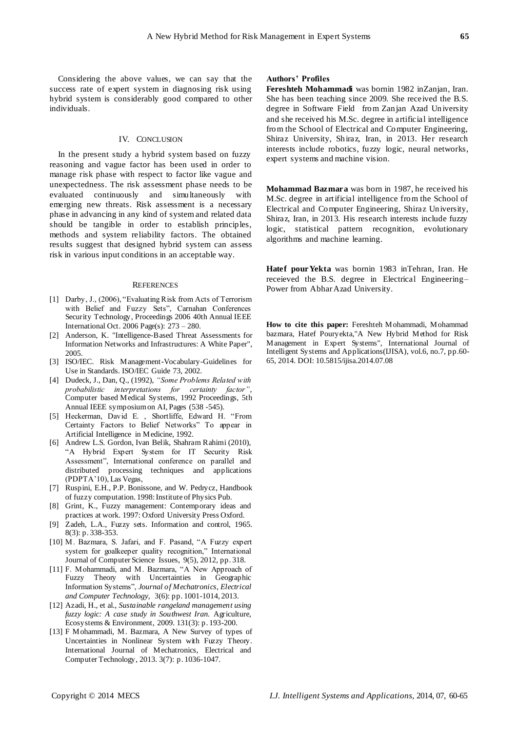Considering the above values, we can say that the success rate of expert system in diagnosing risk using hybrid system is considerably good compared to other individuals.

## IV. CONCLUSION

In the present study a hybrid system based on fuzzy reasoning and vague factor has been used in order to manage risk phase with respect to factor like vague and unexpectedness. The risk assessment phase needs to be evaluated continuously and simultaneously with emerging new threats. Risk assessment is a necessary phase in advancing in any kind of system and related data should be tangible in order to establish principles, methods and system reliability factors. The obtained results suggest that designed hybrid system can assess risk in various input conditions in an acceptable way.

## REFERENCES

[1] Darby, J., (2006), "Evaluating Risk from Acts of Terrorism with Belief and Fuzzy Sets", Carnahan Conferences Security Technology, Proceedings 2006 40th Annual IEEE International Oct. 2006 Page(s): 273 – 280.

[2] Anderson, K. "Intelligence-Based Threat Assessments for Information Networks and Infrastructures: A White Paper", 2005.

[3] ISO/IEC. Risk Management-Vocabulary-Guidelines for Use in Standards. ISO/IEC Guide 73, 2002.

[4] Dudeck, J., Dan, Q., (1992), *"Some Problems Related with probabilistic interpretations for certainty factor"*, Computer based Medical Systems, 1992 Proceedings, 5th Annual IEEE symposium on AI, Pages (538 -545).

[5] Heckerman, David E. , Shortliffe, Edward H. "From Certainty Factors to Belief Networks" To appear in Artificial Intelligence in Medicine, 1992.

[6] Andrew L.S. Gordon, Ivan Belik, Shahram Rahimi (2010), "A Hybrid Expert System for IT Security Risk Assessment", International conference on parallel and distributed processing techniques and applications (PDPTA'10), Las Vegas,

[7] Ruspini, E.H., P.P. Bonissone, and W. Pedrycz, Handbook of fuzzy computation. 1998: Institute of Physics Pub.

[8] Grint, K., Fuzzy management: Contemporary ideas and practices at work. 1997: Oxford University Press Oxford.

[9] Zadeh, L.A., Fuzzy sets. Information and control, 1965. 8(3): p. 338-353.

[10] M. Bazmara, S. Jafari, and F. Pasand, "A Fuzzy expert system for goalkeeper quality recognition," International Journal of Computer Science Issues, 9(5), 2012, pp. 318.

[11] F. Mohammadi, and M. Bazmara, "A New Approach of Fuzzy Theory with Uncertainties in Geographic Information Systems", *Journal of Mechatronics, Electrical and Computer Technology*, 3(6): pp. 1001-1014, 2013.

[12] Azadi, H., et al., *Sustainable rangeland management using fuzzy logic: A case study in Southwest Iran.* Agriculture, Ecosystems & Environment, 2009. 131(3): p. 193-200.

[13] F Mohammadi, M. Bazmara, A New Survey of types of Uncertainties in Nonlinear System with Fuzzy Theory. International Journal of Mechatronics, Electrical and Computer Technology, 2013. 3(7): p. 1036-1047.

**Authors' Profiles**

**Fereshteh Mohammadi** was bornin 1982 inZanjan, Iran. She has been teaching since 2009. She received the B.S. degree in Software Field from Zanjan Azad University and she received his M.Sc. degree in artificial intelligence from the School of Electrical and Computer Engineering, Shiraz University, Shiraz, Iran, in 2013. Her research interests include robotics, fuzzy logic, neural networks, expert systems and machine vision.

**Mohammad Bazmara** was born in 1987, he received his M.Sc. degree in artificial intelligence from the School of Electrical and Computer Engineering, Shiraz University, Shiraz, Iran, in 2013. His research interests include fuzzy logic, statistical pattern recognition, evolutionary algorithms and machine learning.

**Hatef pourYekta** was bornin 1983 inTehran, Iran. He receieved the B.S. degree in Electrical Engineering– Power from Abhar Azad University.

**How to cite this paper:** Fereshteh Mohammadi, Mohammad bazmara, Hatef Pouryekta,"A New Hybrid Method for Risk Management in Expert Systems", International Journal of Intelligent Systems and Applications(IJISA), vol.6, no.7, pp.60-65, 2014. DOI: 10.5815/ijisa.2014.07.08